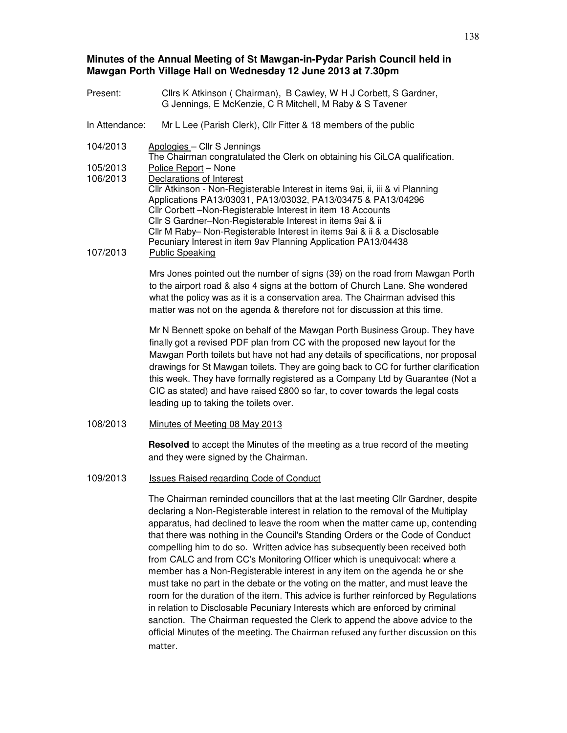**Minutes of the Annual Meeting of St Mawgan-in-Pydar Parish Council held in Mawgan Porth Village Hall on Wednesday 12 June 2013 at 7.30pm**

Present: Cllrs K Atkinson ( Chairman), B Cawley, W H J Corbett, S Gardner, G Jennings, E McKenzie, C R Mitchell, M Raby & S Tavener

In Attendance: Mr L Lee (Parish Clerk), Cllr Fitter & 18 members of the public

104/2013 Apologies – Cllr S Jennings
The Chairman congratulated the Clerk on obtaining his CiLCA qualification.

105/2013 Police Report – None

106/2013 Declarations of Interest
Cllr Atkinson - Non-Registerable Interest in items 9ai, ii, iii & vi Planning Applications PA13/03031, PA13/03032, PA13/03475 & PA13/04296
Cllr Corbett –Non-Registerable Interest in item 18 Accounts
Cllr S Gardner–Non-Registerable Interest in items 9ai & ii
Cllr M Raby– Non-Registerable Interest in items 9ai & ii & a Disclosable Pecuniary Interest in item 9av Planning Application PA13/04438

107/2013 Public Speaking

Mrs Jones pointed out the number of signs (39) on the road from Mawgan Porth to the airport road & also 4 signs at the bottom of Church Lane. She wondered what the policy was as it is a conservation area. The Chairman advised this matter was not on the agenda & therefore not for discussion at this time.

Mr N Bennett spoke on behalf of the Mawgan Porth Business Group. They have finally got a revised PDF plan from CC with the proposed new layout for the Mawgan Porth toilets but have not had any details of specifications, nor proposal drawings for St Mawgan toilets. They are going back to CC for further clarification this week. They have formally registered as a Company Ltd by Guarantee (Not a CIC as stated) and have raised £800 so far, to cover towards the legal costs leading up to taking the toilets over.

108/2013 Minutes of Meeting 08 May 2013

**Resolved** to accept the Minutes of the meeting as a true record of the meeting and they were signed by the Chairman.

109/2013 Issues Raised regarding Code of Conduct

The Chairman reminded councillors that at the last meeting Cllr Gardner, despite declaring a Non-Registerable interest in relation to the removal of the Multiplay apparatus, had declined to leave the room when the matter came up, contending that there was nothing in the Council's Standing Orders or the Code of Conduct compelling him to do so. Written advice has subsequently been received both from CALC and from CC's Monitoring Officer which is unequivocal: where a member has a Non-Registerable interest in any item on the agenda he or she must take no part in the debate or the voting on the matter, and must leave the room for the duration of the item. This advice is further reinforced by Regulations in relation to Disclosable Pecuniary Interests which are enforced by criminal sanction. The Chairman requested the Clerk to append the above advice to the official Minutes of the meeting. The Chairman refused any further discussion on this matter.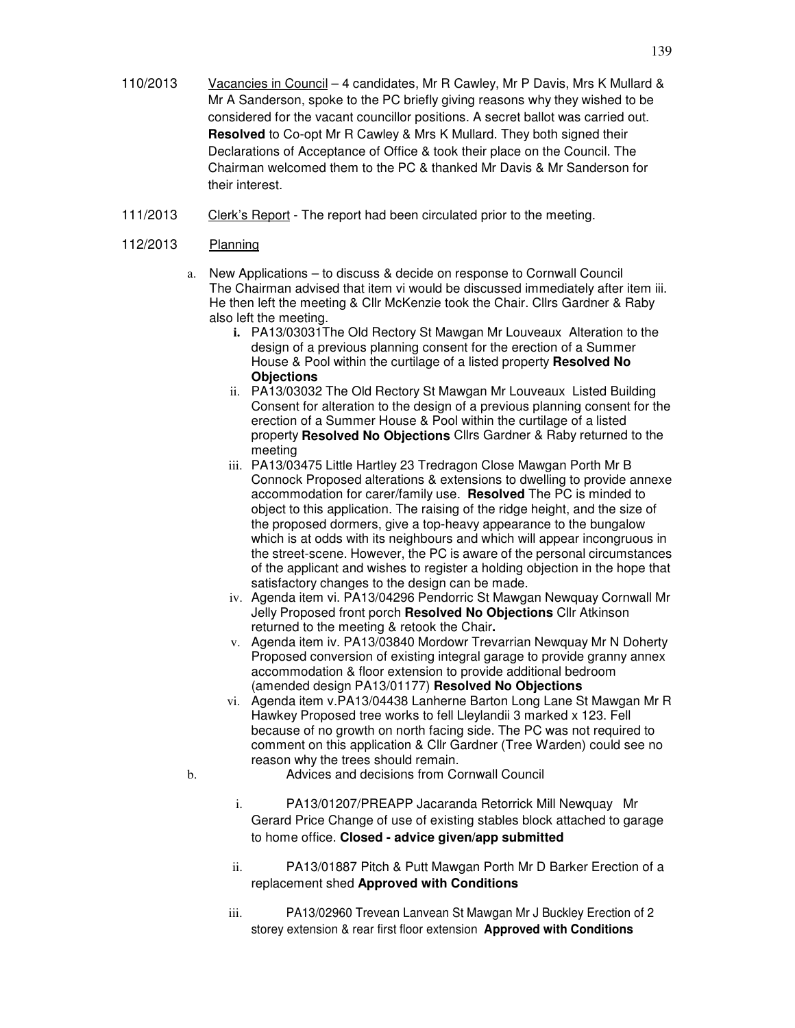110/2013 Vacancies in Council – 4 candidates, Mr R Cawley, Mr P Davis, Mrs K Mullard & Mr A Sanderson, spoke to the PC briefly giving reasons why they wished to be considered for the vacant councillor positions. A secret ballot was carried out. **Resolved** to Co-opt Mr R Cawley & Mrs K Mullard. They both signed their Declarations of Acceptance of Office & took their place on the Council. The Chairman welcomed them to the PC & thanked Mr Davis & Mr Sanderson for their interest.

111/2013 Clerk's Report - The report had been circulated prior to the meeting.

112/2013 Planning

a. New Applications – to discuss & decide on response to Cornwall Council
The Chairman advised that item vi would be discussed immediately after item iii. He then left the meeting & Cllr McKenzie took the Chair. Cllrs Gardner & Raby also left the meeting.

   i. PA13/03031The Old Rectory St Mawgan Mr Louveaux Alteration to the design of a previous planning consent for the erection of a Summer House & Pool within the curtilage of a listed property **Resolved No Objections**
   ii. PA13/03032 The Old Rectory St Mawgan Mr Louveaux Listed Building Consent for alteration to the design of a previous planning consent for the erection of a Summer House & Pool within the curtilage of a listed property **Resolved No Objections** Cllrs Gardner & Raby returned to the meeting
   iii. PA13/03475 Little Hartley 23 Tredragon Close Mawgan Porth Mr B Connock Proposed alterations & extensions to dwelling to provide annexe accommodation for carer/family use. **Resolved** The PC is minded to object to this application. The raising of the ridge height, and the size of the proposed dormers, give a top-heavy appearance to the bungalow which is at odds with its neighbours and which will appear incongruous in the street-scene. However, the PC is aware of the personal circumstances of the applicant and wishes to register a holding objection in the hope that satisfactory changes to the design can be made.
   iv. Agenda item vi. PA13/04296 Pendorric St Mawgan Newquay Cornwall Mr Jelly Proposed front porch **Resolved No Objections** Cllr Atkinson returned to the meeting & retook the Chair**.**
   v. Agenda item iv. PA13/03840 Mordowr Trevarrian Newquay Mr N Doherty Proposed conversion of existing integral garage to provide granny annex accommodation & floor extension to provide additional bedroom (amended design PA13/01177) **Resolved No Objections**
   vi. Agenda item v.PA13/04438 Lanherne Barton Long Lane St Mawgan Mr R Hawkey Proposed tree works to fell Lleylandii 3 marked x 123. Fell because of no growth on north facing side. The PC was not required to comment on this application & Cllr Gardner (Tree Warden) could see no reason why the trees should remain.

b. Advices and decisions from Cornwall Council

   i. PA13/01207/PREAPP Jacaranda Retorrick Mill Newquay Mr Gerard Price Change of use of existing stables block attached to garage to home office. **Closed - advice given/app submitted**
   ii. PA13/01887 Pitch & Putt Mawgan Porth Mr D Barker Erection of a replacement shed **Approved with Conditions**
   iii. PA13/02960 Trevean Lanvean St Mawgan Mr J Buckley Erection of 2 storey extension & rear first floor extension **Approved with Conditions**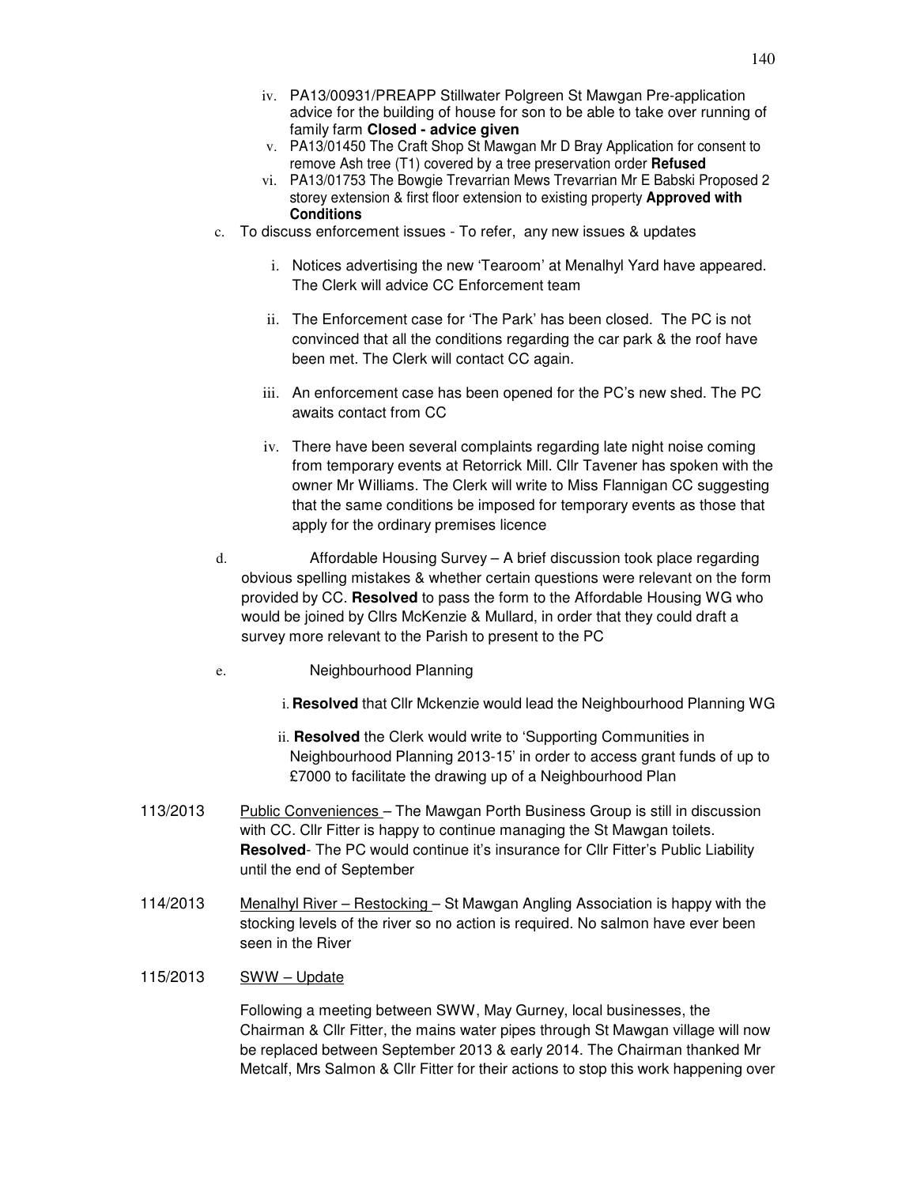iv. PA13/00931/PREAPP Stillwater Polgreen St Mawgan Pre-application advice for the building of house for son to be able to take over running of family farm **Closed - advice given**
   v. PA13/01450 The Craft Shop St Mawgan Mr D Bray Application for consent to remove Ash tree (T1) covered by a tree preservation order **Refused**
   vi. PA13/01753 The Bowgie Trevarrian Mews Trevarrian Mr E Babski Proposed 2 storey extension & first floor extension to existing property **Approved with Conditions**

c. To discuss enforcement issues - To refer, any new issues & updates

   i. Notices advertising the new 'Tearoom' at Menalhyl Yard have appeared. The Clerk will advice CC Enforcement team

   ii. The Enforcement case for 'The Park' has been closed. The PC is not convinced that all the conditions regarding the car park & the roof have been met. The Clerk will contact CC again.

   iii. An enforcement case has been opened for the PC's new shed. The PC awaits contact from CC

   iv. There have been several complaints regarding late night noise coming from temporary events at Retorrick Mill. Cllr Tavener has spoken with the owner Mr Williams. The Clerk will write to Miss Flannigan CC suggesting that the same conditions be imposed for temporary events as those that apply for the ordinary premises licence

d. Affordable Housing Survey – A brief discussion took place regarding obvious spelling mistakes & whether certain questions were relevant on the form provided by CC. **Resolved** to pass the form to the Affordable Housing WG who would be joined by Cllrs McKenzie & Mullard, in order that they could draft a survey more relevant to the Parish to present to the PC

e. Neighbourhood Planning

   i. **Resolved** that Cllr Mckenzie would lead the Neighbourhood Planning WG

   ii. **Resolved** the Clerk would write to 'Supporting Communities in Neighbourhood Planning 2013-15' in order to access grant funds of up to £7000 to facilitate the drawing up of a Neighbourhood Plan

113/2013 Public Conveniences – The Mawgan Porth Business Group is still in discussion with CC. Cllr Fitter is happy to continue managing the St Mawgan toilets. **Resolved**- The PC would continue it's insurance for Cllr Fitter's Public Liability until the end of September

114/2013 Menalhyl River – Restocking – St Mawgan Angling Association is happy with the stocking levels of the river so no action is required. No salmon have ever been seen in the River

115/2013 SWW – Update

Following a meeting between SWW, May Gurney, local businesses, the Chairman & Cllr Fitter, the mains water pipes through St Mawgan village will now be replaced between September 2013 & early 2014. The Chairman thanked Mr Metcalf, Mrs Salmon & Cllr Fitter for their actions to stop this work happening over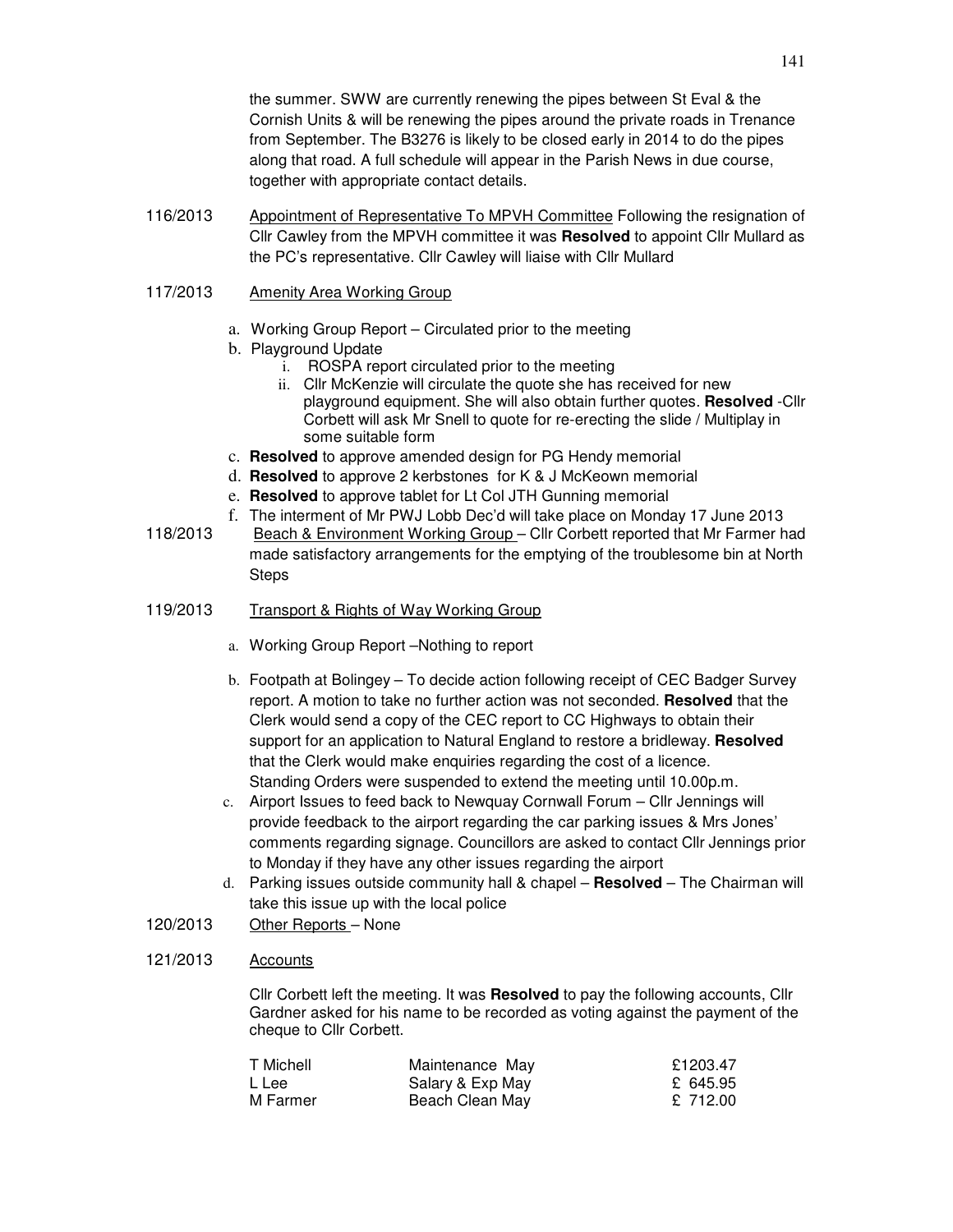the summer. SWW are currently renewing the pipes between St Eval & the Cornish Units & will be renewing the pipes around the private roads in Trenance from September. The B3276 is likely to be closed early in 2014 to do the pipes along that road. A full schedule will appear in the Parish News in due course, together with appropriate contact details.

116/2013 Appointment of Representative To MPVH Committee Following the resignation of Cllr Cawley from the MPVH committee it was **Resolved** to appoint Cllr Mullard as the PC's representative. Cllr Cawley will liaise with Cllr Mullard

117/2013 Amenity Area Working Group

a. Working Group Report – Circulated prior to the meeting
b. Playground Update
   i. ROSPA report circulated prior to the meeting
   ii. Cllr McKenzie will circulate the quote she has received for new playground equipment. She will also obtain further quotes. **Resolved** -Cllr Corbett will ask Mr Snell to quote for re-erecting the slide / Multiplay in some suitable form
c. **Resolved** to approve amended design for PG Hendy memorial
d. **Resolved** to approve 2 kerbstones for K & J McKeown memorial
e. **Resolved** to approve tablet for Lt Col JTH Gunning memorial
f. The interment of Mr PWJ Lobb Dec'd will take place on Monday 17 June 2013

118/2013 Beach & Environment Working Group – Cllr Corbett reported that Mr Farmer had made satisfactory arrangements for the emptying of the troublesome bin at North Steps

119/2013 Transport & Rights of Way Working Group

a. Working Group Report –Nothing to report
b. Footpath at Bolingey – To decide action following receipt of CEC Badger Survey report. A motion to take no further action was not seconded. **Resolved** that the Clerk would send a copy of the CEC report to CC Highways to obtain their support for an application to Natural England to restore a bridleway. **Resolved** that the Clerk would make enquiries regarding the cost of a licence.
   Standing Orders were suspended to extend the meeting until 10.00p.m.
c. Airport Issues to feed back to Newquay Cornwall Forum – Cllr Jennings will provide feedback to the airport regarding the car parking issues & Mrs Jones' comments regarding signage. Councillors are asked to contact Cllr Jennings prior to Monday if they have any other issues regarding the airport
d. Parking issues outside community hall & chapel – **Resolved** – The Chairman will take this issue up with the local police

120/2013 Other Reports – None

121/2013 Accounts

Cllr Corbett left the meeting. It was **Resolved** to pay the following accounts, Cllr Gardner asked for his name to be recorded as voting against the payment of the cheque to Cllr Corbett.

| | | |
|---|---|---|
| T Michell | Maintenance May | £1203.47 |
| L Lee | Salary & Exp May | £ 645.95 |
| M Farmer | Beach Clean May | £ 712.00 |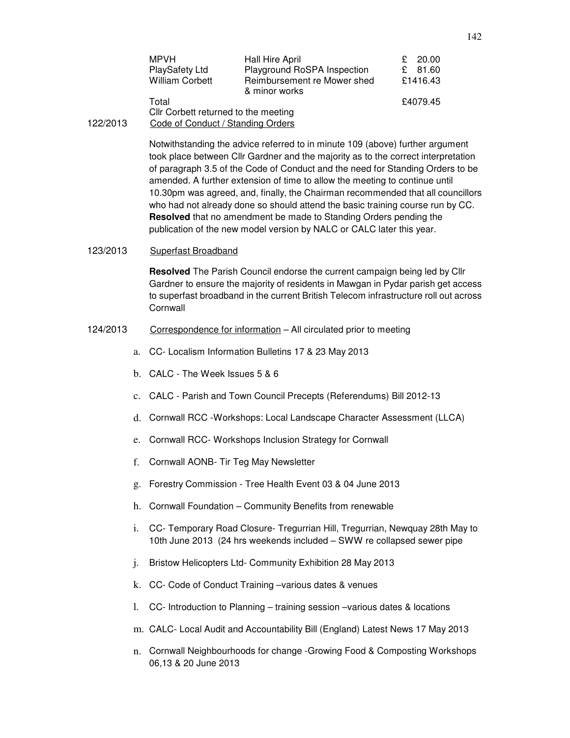| | | |
|---|---|---|
| MPVH | Hall Hire April | £ 20.00 |
| PlaySafety Ltd | Playground RoSPA Inspection | £ 81.60 |
| William Corbett | Reimbursement re Mower shed & minor works | £1416.43 |
| Total | | £4079.45 |

Cllr Corbett returned to the meeting

122/2013 Code of Conduct / Standing Orders

Notwithstanding the advice referred to in minute 109 (above) further argument took place between Cllr Gardner and the majority as to the correct interpretation of paragraph 3.5 of the Code of Conduct and the need for Standing Orders to be amended. A further extension of time to allow the meeting to continue until 10.30pm was agreed, and, finally, the Chairman recommended that all councillors who had not already done so should attend the basic training course run by CC. **Resolved** that no amendment be made to Standing Orders pending the publication of the new model version by NALC or CALC later this year.

123/2013 Superfast Broadband

**Resolved** The Parish Council endorse the current campaign being led by Cllr Gardner to ensure the majority of residents in Mawgan in Pydar parish get access to superfast broadband in the current British Telecom infrastructure roll out across Cornwall

124/2013 Correspondence for information – All circulated prior to meeting

a. CC- Localism Information Bulletins 17 & 23 May 2013

b. CALC - The Week Issues 5 & 6

c. CALC - Parish and Town Council Precepts (Referendums) Bill 2012-13

d. Cornwall RCC -Workshops: Local Landscape Character Assessment (LLCA)

e. Cornwall RCC- Workshops Inclusion Strategy for Cornwall

f. Cornwall AONB- Tir Teg May Newsletter

g. Forestry Commission - Tree Health Event 03 & 04 June 2013

h. Cornwall Foundation – Community Benefits from renewable

i. CC- Temporary Road Closure- Tregurrian Hill, Tregurrian, Newquay 28th May to 10th June 2013 (24 hrs weekends included – SWW re collapsed sewer pipe

j. Bristow Helicopters Ltd- Community Exhibition 28 May 2013

k. CC- Code of Conduct Training –various dates & venues

l. CC- Introduction to Planning – training session –various dates & locations

m. CALC- Local Audit and Accountability Bill (England) Latest News 17 May 2013

n. Cornwall Neighbourhoods for change -Growing Food & Composting Workshops 06,13 & 20 June 2013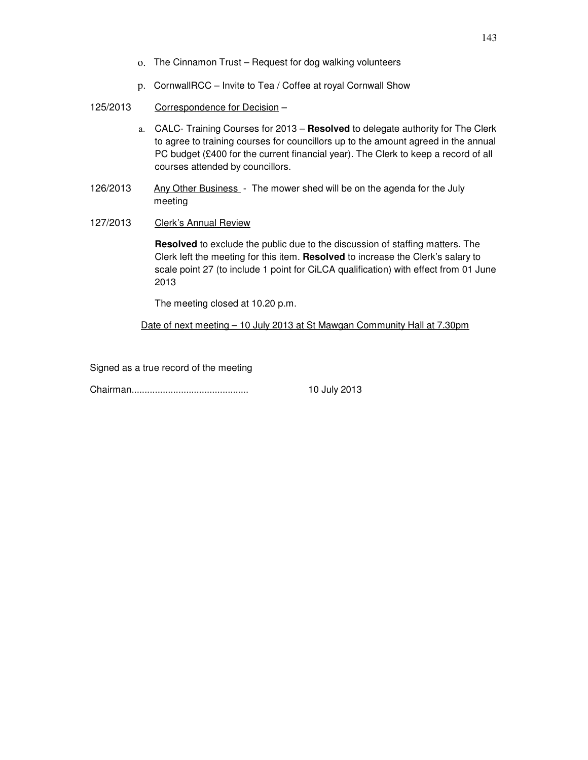o. The Cinnamon Trust – Request for dog walking volunteers

p. CornwallRCC – Invite to Tea / Coffee at royal Cornwall Show

125/2013 Correspondence for Decision –

a. CALC- Training Courses for 2013 – **Resolved** to delegate authority for The Clerk to agree to training courses for councillors up to the amount agreed in the annual PC budget (£400 for the current financial year). The Clerk to keep a record of all courses attended by councillors.

126/2013 Any Other Business - The mower shed will be on the agenda for the July meeting

127/2013 Clerk's Annual Review

**Resolved** to exclude the public due to the discussion of staffing matters. The Clerk left the meeting for this item. **Resolved** to increase the Clerk's salary to scale point 27 (to include 1 point for CiLCA qualification) with effect from 01 June 2013

The meeting closed at 10.20 p.m.

Date of next meeting – 10 July 2013 at St Mawgan Community Hall at 7.30pm

Signed as a true record of the meeting

Chairman............................................ 10 July 2013